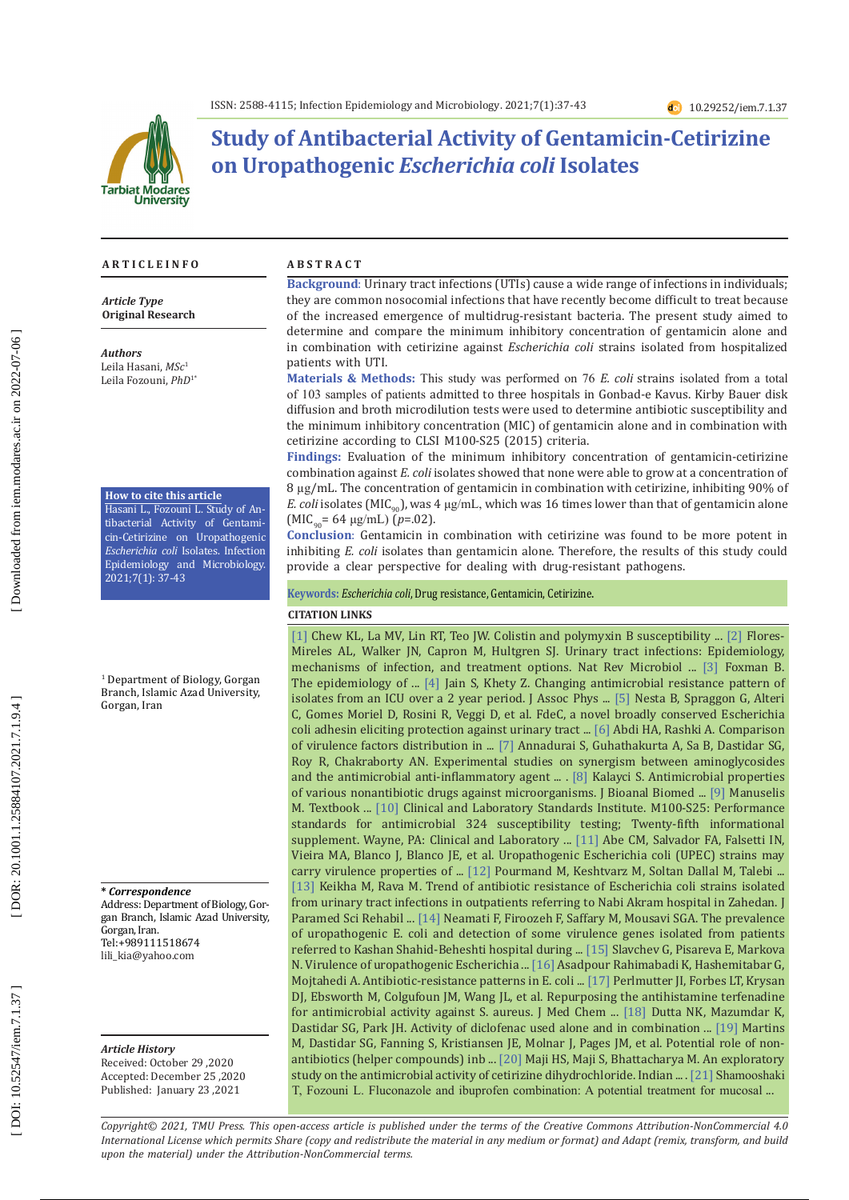# Study of Antibacterial Activity of Gentamicin-Cetirizine on Uropathogenic *Escherichia coli* Isolates

## ARTICLE INFO

***Article Type***
**Original Research**

***Authors***
Leila Hasani, *MSc*[1]
Leila Fozouni, *PhD*[1*]

**How to cite this article**
Hasani L., Fozouni L. Study of Antibacterial Activity of Gentamicin-Cetirizine on Uropathogenic *Escherichia coli* Isolates. Infection Epidemiology and Microbiology. 2021;7(1): 37-43

[1] Department of Biology, Gorgan Branch, Islamic Azad University, Gorgan, Iran

***\* Correspondence***
Address: Department of Biology, Gorgan Branch, Islamic Azad University, Gorgan, Iran.
Tel:+989111518674
lili_kia@yahoo.com

***Article History***
Received: October 29 ,2020
Accepted: December 25 ,2020
Published: January 23 ,2021

## ABSTRACT

**Background**: Urinary tract infections (UTIs) cause a wide range of infections in individuals; they are common nosocomial infections that have recently become difficult to treat because of the increased emergence of multidrug-resistant bacteria. The present study aimed to determine and compare the minimum inhibitory concentration of gentamicin alone and in combination with cetirizine against *Escherichia coli* strains isolated from hospitalized patients with UTI.

**Materials & Methods:** This study was performed on 76 *E. coli* strains isolated from a total of 103 samples of patients admitted to three hospitals in Gonbad-e Kavus. Kirby Bauer disk diffusion and broth microdilution tests were used to determine antibiotic susceptibility and the minimum inhibitory concentration (MIC) of gentamicin alone and in combination with cetirizine according to CLSI M100-S25 (2015) criteria.

**Findings:** Evaluation of the minimum inhibitory concentration of gentamicin-cetirizine combination against *E. coli* isolates showed that none were able to grow at a concentration of 8 μg/mL. The concentration of gentamicin in combination with cetirizine, inhibiting 90% of *E. coli* isolates ($MIC_{90}$), was 4 μg/mL, which was 16 times lower than that of gentamicin alone ($MIC_{90}$= 64 μg/mL) ($p$=.02).

**Conclusion**: Gentamicin in combination with cetirizine was found to be more potent in inhibiting *E. coli* isolates than gentamicin alone. Therefore, the results of this study could provide a clear perspective for dealing with drug-resistant pathogens.

**Keywords:** *Escherichia coli*, Drug resistance, Gentamicin, Cetirizine.

## CITATION LINKS

[1] Chew KL, La MV, Lin RT, Teo JW. Colistin and polymyxin B susceptibility ... [2] Flores-Mireles AL, Walker JN, Capron M, Hultgren SJ. Urinary tract infections: Epidemiology, mechanisms of infection, and treatment options. Nat Rev Microbiol ... [3] Foxman B. The epidemiology of ... [4] Jain S, Khety Z. Changing antimicrobial resistance pattern of isolates from an ICU over a 2 year period. J Assoc Phys ... [5] Nesta B, Spraggon G, Alteri C, Gomes Moriel D, Rosini R, Veggi D, et al. FdeC, a novel broadly conserved Escherichia coli adhesin eliciting protection against urinary tract ... [6] Abdi HA, Rashki A. Comparison of virulence factors distribution in ... [7] Annadurai S, Guhathakurta A, Sa B, Dastidar SG, Roy R, Chakraborty AN. Experimental studies on synergism between aminoglycosides and the antimicrobial anti-inflammatory agent ... . [8] Kalayci S. Antimicrobial properties of various nonantibiotic drugs against microorganisms. J Bioanal Biomed ... [9] Manuselis M. Textbook ... [10] Clinical and Laboratory Standards Institute. M100-S25: Performance standards for antimicrobial 324 susceptibility testing; Twenty-fifth informational supplement. Wayne, PA: Clinical and Laboratory ... [11] Abe CM, Salvador FA, Falsetti IN, Vieira MA, Blanco J, Blanco JE, et al. Uropathogenic Escherichia coli (UPEC) strains may carry virulence properties of ... [12] Pourmand M, Keshtvarz M, Soltan Dallal M, Talebi ... [13] Keikha M, Rava M. Trend of antibiotic resistance of Escherichia coli strains isolated from urinary tract infections in outpatients referring to Nabi Akram hospital in Zahedan. J Paramed Sci Rehabil ... [14] Neamati F, Firoozeh F, Saffary M, Mousavi SGA. The prevalence of uropathogenic E. coli and detection of some virulence genes isolated from patients referred to Kashan Shahid-Beheshti hospital during ... [15] Slavchev G, Pisareva E, Markova N. Virulence of uropathogenic Escherichia ... [16] Asadpour Rahimabadi K, Hashemitabar G, Mojtahedi A. Antibiotic-resistance patterns in E. coli ... [17] Perlmutter JI, Forbes LT, Krysan DJ, Ebsworth M, Colgufoun JM, Wang JL, et al. Repurposing the antihistamine terfenadine for antimicrobial activity against S. aureus. J Med Chem ... [18] Dutta NK, Mazumdar K, Dastidar SG, Park JH. Activity of diclofenac used alone and in combination ... [19] Martins M, Dastidar SG, Fanning S, Kristiansen JE, Molnar J, Pages JM, et al. Potential role of non-antibiotics (helper compounds) inb ... [20] Maji HS, Maji S, Bhattacharya M. An exploratory study on the antimicrobial activity of cetirizine dihydrochloride. Indian ... . [21] Shamooshaki T, Fozouni L. Fluconazole and ibuprofen combination: A potential treatment for mucosal ...

*Copyright© 2021, TMU Press. This open-access article is published under the terms of the Creative Commons Attribution-NonCommercial 4.0 International License which permits Share (copy and redistribute the material in any medium or format) and Adapt (remix, transform, and build upon the material) under the Attribution-NonCommercial terms.*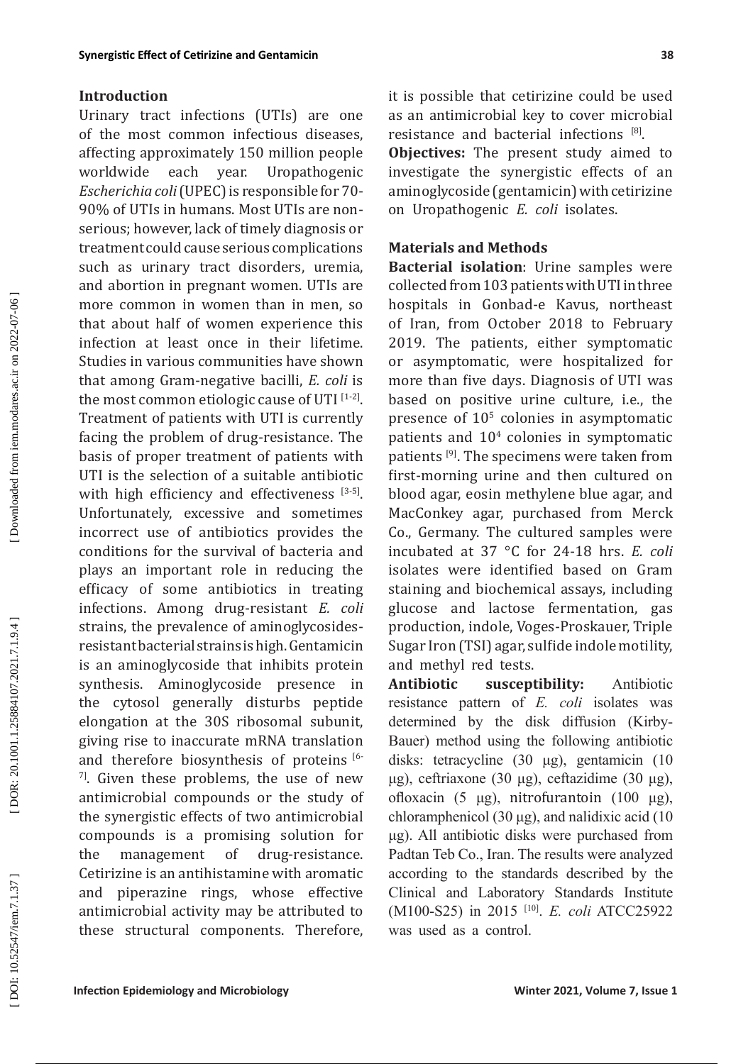## Introduction

Urinary tract infections (UTIs) are one of the most common infectious diseases, affecting approximately 150 million people worldwide each year. Uropathogenic *Escherichia coli* (UPEC) is responsible for 70-90% of UTIs in humans. Most UTIs are non-serious; however, lack of timely diagnosis or treatment could cause serious complications such as urinary tract disorders, uremia, and abortion in pregnant women. UTIs are more common in women than in men, so that about half of women experience this infection at least once in their lifetime. Studies in various communities have shown that among Gram-negative bacilli, *E. coli* is the most common etiologic cause of UTI [1-2]. Treatment of patients with UTI is currently facing the problem of drug-resistance. The basis of proper treatment of patients with UTI is the selection of a suitable antibiotic with high efficiency and effectiveness [3-5]. Unfortunately, excessive and sometimes incorrect use of antibiotics provides the conditions for the survival of bacteria and plays an important role in reducing the efficacy of some antibiotics in treating infections. Among drug-resistant *E. coli* strains, the prevalence of aminoglycosides-resistant bacterial strains is high. Gentamicin is an aminoglycoside that inhibits protein synthesis. Aminoglycoside presence in the cytosol generally disturbs peptide elongation at the 30S ribosomal subunit, giving rise to inaccurate mRNA translation and therefore biosynthesis of proteins [6-7]. Given these problems, the use of new antimicrobial compounds or the study of the synergistic effects of two antimicrobial compounds is a promising solution for the management of drug-resistance. Cetirizine is an antihistamine with aromatic and piperazine rings, whose effective antimicrobial activity may be attributed to these structural components. Therefore, it is possible that cetirizine could be used as an antimicrobial key to cover microbial resistance and bacterial infections [8].

**Objectives:** The present study aimed to investigate the synergistic effects of an aminoglycoside (gentamicin) with cetirizine on Uropathogenic *E. coli* isolates.

## Materials and Methods

**Bacterial isolation**: Urine samples were collected from 103 patients with UTI in three hospitals in Gonbad-e Kavus, northeast of Iran, from October 2018 to February 2019. The patients, either symptomatic or asymptomatic, were hospitalized for more than five days. Diagnosis of UTI was based on positive urine culture, i.e., the presence of $10^5$ colonies in asymptomatic patients and $10^4$ colonies in symptomatic patients [9]. The specimens were taken from first-morning urine and then cultured on blood agar, eosin methylene blue agar, and MacConkey agar, purchased from Merck Co., Germany. The cultured samples were incubated at 37 °C for 24-18 hrs. *E. coli* isolates were identified based on Gram staining and biochemical assays, including glucose and lactose fermentation, gas production, indole, Voges-Proskauer, Triple Sugar Iron (TSI) agar, sulfide indole motility, and methyl red tests.

**Antibiotic susceptibility:** Antibiotic resistance pattern of *E. coli* isolates was determined by the disk diffusion (Kirby-Bauer) method using the following antibiotic disks: tetracycline (30 μg), gentamicin (10 μg), ceftriaxone (30 μg), ceftazidime (30 μg), ofloxacin (5 μg), nitrofurantoin (100 μg), chloramphenicol (30 μg), and nalidixic acid (10 μg). All antibiotic disks were purchased from Padtan Teb Co., Iran. The results were analyzed according to the standards described by the Clinical and Laboratory Standards Institute (M100-S25) in 2015 [10]. *E. coli* ATCC25922 was used as a control.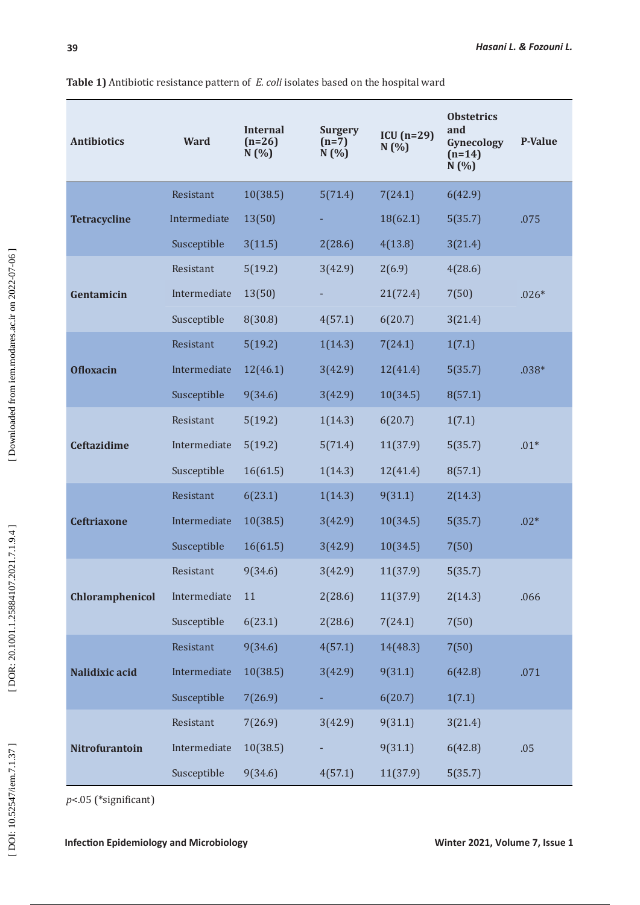**Table 1)** Antibiotic resistance pattern of *E. coli* isolates based on the hospital ward

| Antibiotics | Ward | Internal (n=26) N (%) | Surgery (n=7) N (%) | ICU (n=29) N (%) | Obstetrics and Gynecology (n=14) N (%) | P-Value |
|---|---|---|---|---|---|---|
| **Tetracycline** | Resistant | 10(38.5) | 5(71.4) | 7(24.1) | 6(42.9) | .075 |
| | Intermediate | 13(50) | - | 18(62.1) | 5(35.7) | |
| | Susceptible | 3(11.5) | 2(28.6) | 4(13.8) | 3(21.4) | |
| **Gentamicin** | Resistant | 5(19.2) | 3(42.9) | 2(6.9) | 4(28.6) | .026* |
| | Intermediate | 13(50) | - | 21(72.4) | 7(50) | |
| | Susceptible | 8(30.8) | 4(57.1) | 6(20.7) | 3(21.4) | |
| **Ofloxacin** | Resistant | 5(19.2) | 1(14.3) | 7(24.1) | 1(7.1) | .038* |
| | Intermediate | 12(46.1) | 3(42.9) | 12(41.4) | 5(35.7) | |
| | Susceptible | 9(34.6) | 3(42.9) | 10(34.5) | 8(57.1) | |
| **Ceftazidime** | Resistant | 5(19.2) | 1(14.3) | 6(20.7) | 1(7.1) | .01* |
| | Intermediate | 5(19.2) | 5(71.4) | 11(37.9) | 5(35.7) | |
| | Susceptible | 16(61.5) | 1(14.3) | 12(41.4) | 8(57.1) | |
| **Ceftriaxone** | Resistant | 6(23.1) | 1(14.3) | 9(31.1) | 2(14.3) | .02* |
| | Intermediate | 10(38.5) | 3(42.9) | 10(34.5) | 5(35.7) | |
| | Susceptible | 16(61.5) | 3(42.9) | 10(34.5) | 7(50) | |
| **Chloramphenicol** | Resistant | 9(34.6) | 3(42.9) | 11(37.9) | 5(35.7) | .066 |
| | Intermediate | 11 | 2(28.6) | 11(37.9) | 2(14.3) | |
| | Susceptible | 6(23.1) | 2(28.6) | 7(24.1) | 7(50) | |
| **Nalidixic acid** | Resistant | 9(34.6) | 4(57.1) | 14(48.3) | 7(50) | .071 |
| | Intermediate | 10(38.5) | 3(42.9) | 9(31.1) | 6(42.8) | |
| | Susceptible | 7(26.9) | - | 6(20.7) | 1(7.1) | |
| **Nitrofurantoin** | Resistant | 7(26.9) | 3(42.9) | 9(31.1) | 3(21.4) | .05 |
| | Intermediate | 10(38.5) | - | 9(31.1) | 6(42.8) | |
| | Susceptible | 9(34.6) | 4(57.1) | 11(37.9) | 5(35.7) | |

$p<.05$ (*significant)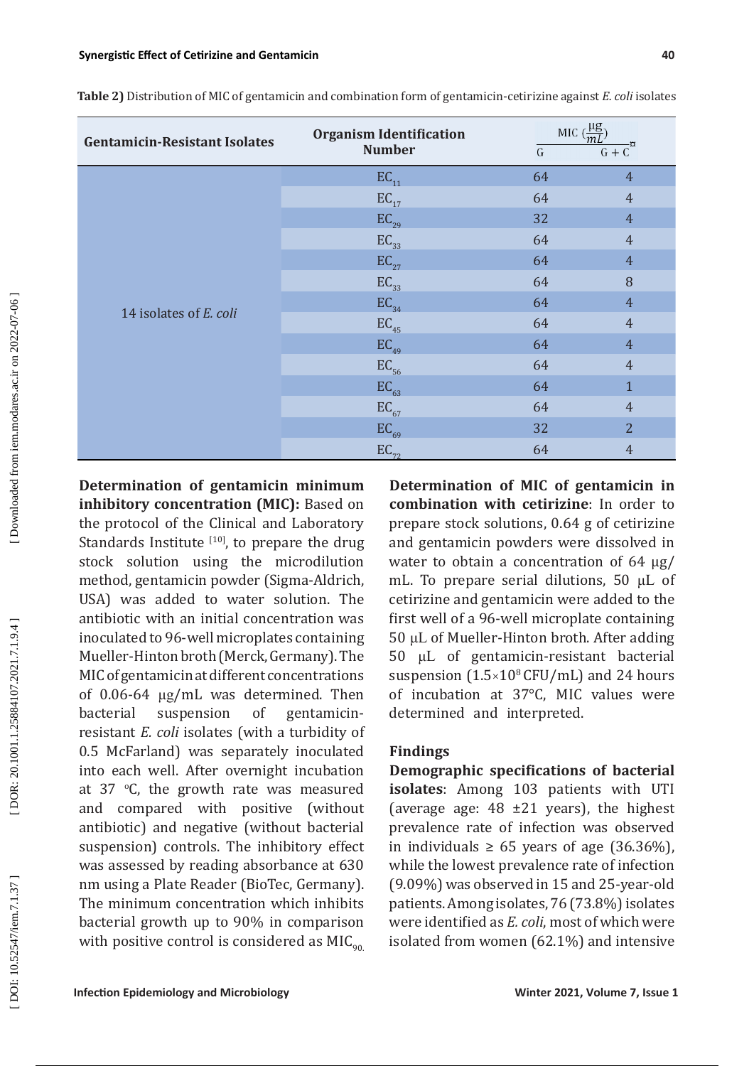**Table 2)** Distribution of MIC of gentamicin and combination form of gentamicin-cetirizine against *E. coli* isolates

| Gentamicin-Resistant Isolates | Organism Identification Number | MIC ($\frac{\mu g}{mL}$) G | MIC ($\frac{\mu g}{mL}$) G + C |
|---|---|---|---|
| 14 isolates of *E. coli* | $EC_{11}$ | 64 | 4 |
| | $EC_{17}$ | 64 | 4 |
| | $EC_{29}$ | 32 | 4 |
| | $EC_{33}$ | 64 | 4 |
| | $EC_{27}$ | 64 | 4 |
| | $EC_{33}$ | 64 | 8 |
| | $EC_{34}$ | 64 | 4 |
| | $EC_{45}$ | 64 | 4 |
| | $EC_{49}$ | 64 | 4 |
| | $EC_{56}$ | 64 | 4 |
| | $EC_{63}$ | 64 | 1 |
| | $EC_{67}$ | 64 | 4 |
| | $EC_{69}$ | 32 | 2 |
| | $EC_{72}$ | 64 | 4 |

**Determination of gentamicin minimum inhibitory concentration (MIC):** Based on the protocol of the Clinical and Laboratory Standards Institute [10], to prepare the drug stock solution using the microdilution method, gentamicin powder (Sigma-Aldrich, USA) was added to water solution. The antibiotic with an initial concentration was inoculated to 96-well microplates containing Mueller-Hinton broth (Merck, Germany). The MIC of gentamicin at different concentrations of 0.06-64 μg/mL was determined. Then bacterial suspension of gentamicin-resistant *E. coli* isolates (with a turbidity of 0.5 McFarland) was separately inoculated into each well. After overnight incubation at 37 °C, the growth rate was measured and compared with positive (without antibiotic) and negative (without bacterial suspension) controls. The inhibitory effect was assessed by reading absorbance at 630 nm using a Plate Reader (BioTec, Germany). The minimum concentration which inhibits bacterial growth up to 90% in comparison with positive control is considered as $MIC_{90}$.

**Determination of MIC of gentamicin in combination with cetirizine**: In order to prepare stock solutions, 0.64 g of cetirizine and gentamicin powders were dissolved in water to obtain a concentration of 64 μg/mL. To prepare serial dilutions, 50 μL of cetirizine and gentamicin were added to the first well of a 96-well microplate containing 50 μL of Mueller-Hinton broth. After adding 50 μL of gentamicin-resistant bacterial suspension ($1.5 \times 10^8$ CFU/mL) and 24 hours of incubation at 37°C, MIC values were determined and interpreted.

## Findings

**Demographic specifications of bacterial isolates**: Among 103 patients with UTI (average age: 48 ±21 years), the highest prevalence rate of infection was observed in individuals ≥ 65 years of age (36.36%), while the lowest prevalence rate of infection (9.09%) was observed in 15 and 25-year-old patients. Among isolates, 76 (73.8%) isolates were identified as *E. coli*, most of which were isolated from women (62.1%) and intensive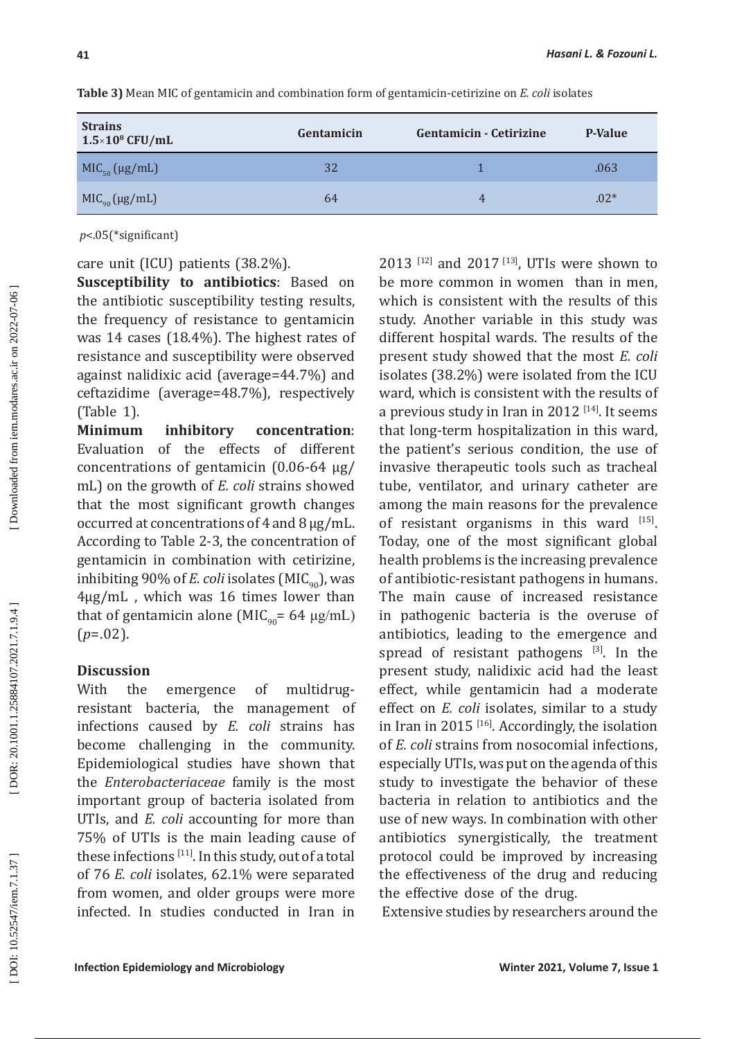**Table 3)** Mean MIC of gentamicin and combination form of gentamicin-cetirizine on *E. coli* isolates

| Strains $1.5 \times 10^8$ CFU/mL | Gentamicin | Gentamicin - Cetirizine | P-Value |
|---|---|---|---|
| $MIC_{50}$ (μg/mL) | 32 | 1 | .063 |
| $MIC_{90}$ (μg/mL) | 64 | 4 | .02* |

$p<.05$ (*significant)

care unit (ICU) patients (38.2%).

**Susceptibility to antibiotics**: Based on the antibiotic susceptibility testing results, the frequency of resistance to gentamicin was 14 cases (18.4%). The highest rates of resistance and susceptibility were observed against nalidixic acid (average=44.7%) and ceftazidime (average=48.7%), respectively (Table 1).

**Minimum inhibitory concentration**: Evaluation of the effects of different concentrations of gentamicin (0.06-64 μg/mL) on the growth of *E. coli* strains showed that the most significant growth changes occurred at concentrations of 4 and 8 μg/mL. According to Table 2-3, the concentration of gentamicin in combination with cetirizine, inhibiting 90% of *E. coli* isolates ($MIC_{90}$), was 4μg/mL , which was 16 times lower than that of gentamicin alone ($MIC_{90}$= 64 μg/mL) ($p$=.02).

## Discussion

With the emergence of multidrug-resistant bacteria, the management of infections caused by *E. coli* strains has become challenging in the community. Epidemiological studies have shown that the *Enterobacteriaceae* family is the most important group of bacteria isolated from UTIs, and *E. coli* accounting for more than 75% of UTIs is the main leading cause of these infections [11]. In this study, out of a total of 76 *E. coli* isolates, 62.1% were separated from women, and older groups were more infected. In studies conducted in Iran in 2013 [12] and 2017 [13], UTIs were shown to be more common in women than in men, which is consistent with the results of this study. Another variable in this study was different hospital wards. The results of the present study showed that the most *E. coli* isolates (38.2%) were isolated from the ICU ward, which is consistent with the results of a previous study in Iran in 2012 [14]. It seems that long-term hospitalization in this ward, the patient's serious condition, the use of invasive therapeutic tools such as tracheal tube, ventilator, and urinary catheter are among the main reasons for the prevalence of resistant organisms in this ward [15]. Today, one of the most significant global health problems is the increasing prevalence of antibiotic-resistant pathogens in humans. The main cause of increased resistance in pathogenic bacteria is the overuse of antibiotics, leading to the emergence and spread of resistant pathogens [3]. In the present study, nalidixic acid had the least effect, while gentamicin had a moderate effect on *E. coli* isolates, similar to a study in Iran in 2015 [16]. Accordingly, the isolation of *E. coli* strains from nosocomial infections, especially UTIs, was put on the agenda of this study to investigate the behavior of these bacteria in relation to antibiotics and the use of new ways. In combination with other antibiotics synergistically, the treatment protocol could be improved by increasing the effectiveness of the drug and reducing the effective dose of the drug.

Extensive studies by researchers around the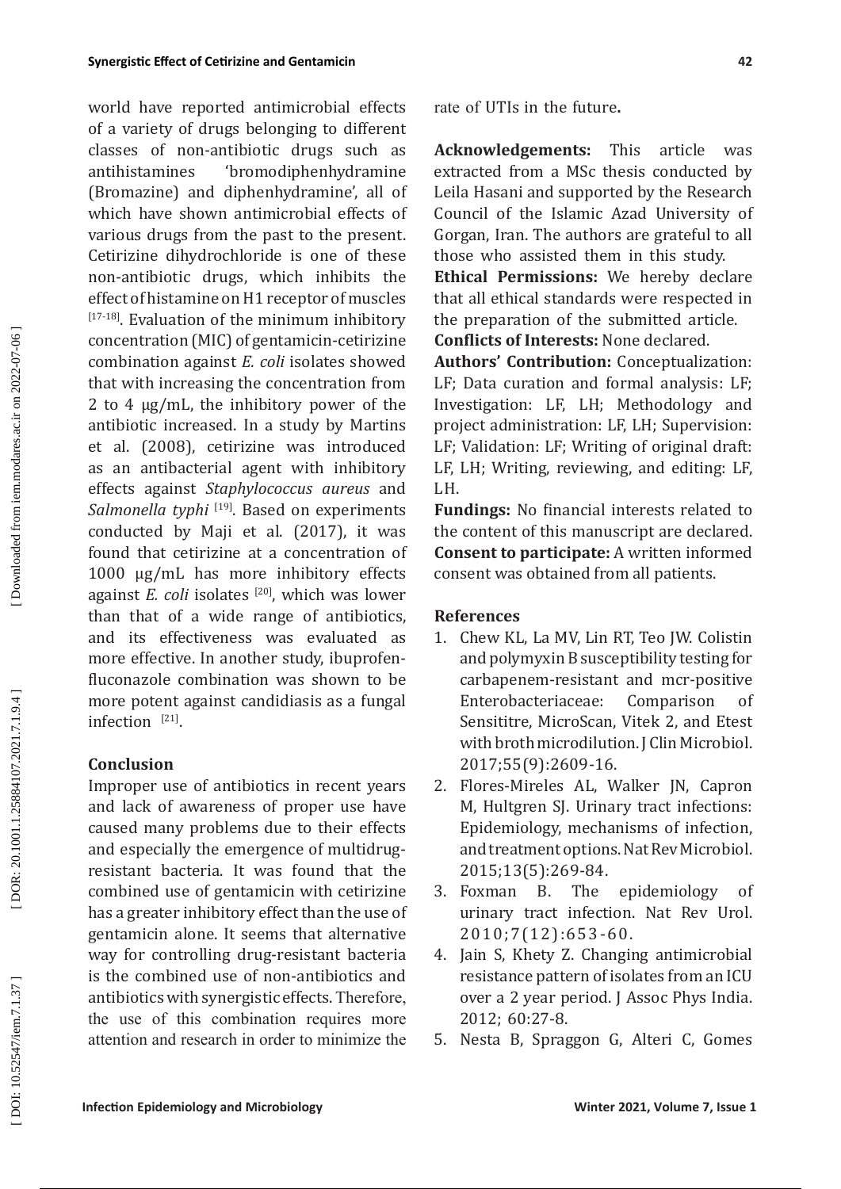world have reported antimicrobial effects of a variety of drugs belonging to different classes of non-antibiotic drugs such as antihistamines 'bromodiphenhydramine (Bromazine) and diphenhydramine', all of which have shown antimicrobial effects of various drugs from the past to the present. Cetirizine dihydrochloride is one of these non-antibiotic drugs, which inhibits the effect of histamine on H1 receptor of muscles [17-18]. Evaluation of the minimum inhibitory concentration (MIC) of gentamicin-cetirizine combination against *E. coli* isolates showed that with increasing the concentration from 2 to 4 µg/mL, the inhibitory power of the antibiotic increased. In a study by Martins et al. (2008), cetirizine was introduced as an antibacterial agent with inhibitory effects against *Staphylococcus aureus* and *Salmonella typhi* [19]. Based on experiments conducted by Maji et al. (2017), it was found that cetirizine at a concentration of 1000 µg/mL has more inhibitory effects against *E. coli* isolates [20], which was lower than that of a wide range of antibiotics, and its effectiveness was evaluated as more effective. In another study, ibuprofen-fluconazole combination was shown to be more potent against candidiasis as a fungal infection [21].

## Conclusion

Improper use of antibiotics in recent years and lack of awareness of proper use have caused many problems due to their effects and especially the emergence of multidrug-resistant bacteria. It was found that the combined use of gentamicin with cetirizine has a greater inhibitory effect than the use of gentamicin alone. It seems that alternative way for controlling drug-resistant bacteria is the combined use of non-antibiotics and antibiotics with synergistic effects. Therefore, the use of this combination requires more attention and research in order to minimize the rate of UTIs in the future**.**

**Acknowledgements:** This article was extracted from a MSc thesis conducted by Leila Hasani and supported by the Research Council of the Islamic Azad University of Gorgan, Iran. The authors are grateful to all those who assisted them in this study.

**Ethical Permissions:** We hereby declare that all ethical standards were respected in the preparation of the submitted article.

**Conflicts of Interests:** None declared.

**Authors' Contribution:** Conceptualization: LF; Data curation and formal analysis: LF; Investigation: LF, LH; Methodology and project administration: LF, LH; Supervision: LF; Validation: LF; Writing of original draft: LF, LH; Writing, reviewing, and editing: LF, LH.

**Fundings:** No financial interests related to the content of this manuscript are declared.

**Consent to participate:** A written informed consent was obtained from all patients.

## References

1. Chew KL, La MV, Lin RT, Teo JW. Colistin and polymyxin B susceptibility testing for carbapenem-resistant and mcr-positive Enterobacteriaceae: Comparison of Sensititre, MicroScan, Vitek 2, and Etest with broth microdilution. J Clin Microbiol. 2017;55(9):2609-16.
2. Flores-Mireles AL, Walker JN, Capron M, Hultgren SJ. Urinary tract infections: Epidemiology, mechanisms of infection, and treatment options. Nat Rev Microbiol. 2015;13(5):269-84.
3. Foxman B. The epidemiology of urinary tract infection. Nat Rev Urol. 2010;7(12):653-60.
4. Jain S, Khety Z. Changing antimicrobial resistance pattern of isolates from an ICU over a 2 year period. J Assoc Phys India. 2012; 60:27-8.
5. Nesta B, Spraggon G, Alteri C, Gomes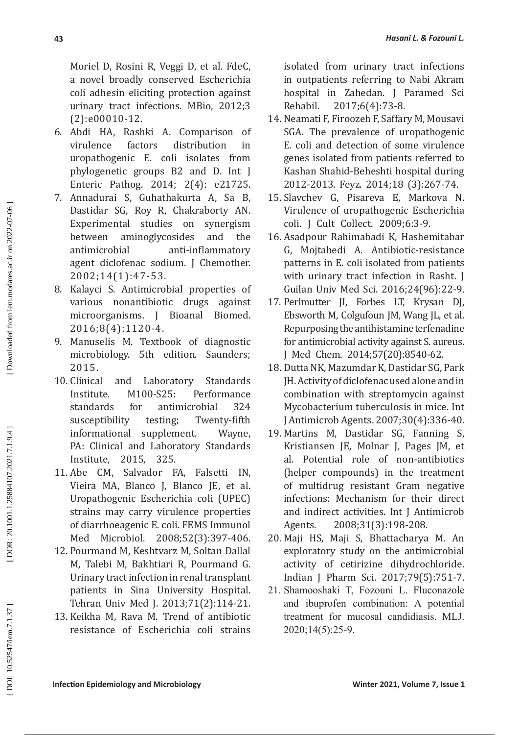Moriel D, Rosini R, Veggi D, et al. FdeC, a novel broadly conserved Escherichia coli adhesin eliciting protection against urinary tract infections. MBio, 2012;3 (2):e00010-12.

6. Abdi HA, Rashki A. Comparison of virulence factors distribution in uropathogenic E. coli isolates from phylogenetic groups B2 and D. Int J Enteric Pathog. 2014; 2(4): e21725.
7. Annadurai S, Guhathakurta A, Sa B, Dastidar SG, Roy R, Chakraborty AN. Experimental studies on synergism between aminoglycosides and the antimicrobial anti-inflammatory agent diclofenac sodium. J Chemother. 2002;14(1):47-53.
8. Kalayci S. Antimicrobial properties of various nonantibiotic drugs against microorganisms. J Bioanal Biomed. 2016;8(4):1120-4.
9. Manuselis M. Textbook of diagnostic microbiology. 5th edition. Saunders; 2015.
10. Clinical and Laboratory Standards Institute. M100-S25: Performance standards for antimicrobial 324 susceptibility testing; Twenty-fifth informational supplement. Wayne, PA: Clinical and Laboratory Standards Institute, 2015, 325.
11. Abe CM, Salvador FA, Falsetti IN, Vieira MA, Blanco J, Blanco JE, et al. Uropathogenic Escherichia coli (UPEC) strains may carry virulence properties of diarrhoeagenic E. coli. FEMS Immunol Med Microbiol. 2008;52(3):397-406.
12. Pourmand M, Keshtvarz M, Soltan Dallal M, Talebi M, Bakhtiari R, Pourmand G. Urinary tract infection in renal transplant patients in Sina University Hospital. Tehran Univ Med J. 2013;71(2):114-21.
13. Keikha M, Rava M. Trend of antibiotic resistance of Escherichia coli strains isolated from urinary tract infections in outpatients referring to Nabi Akram hospital in Zahedan. J Paramed Sci Rehabil. 2017;6(4):73-8.
14. Neamati F, Firoozeh F, Saffary M, Mousavi SGA. The prevalence of uropathogenic E. coli and detection of some virulence genes isolated from patients referred to Kashan Shahid-Beheshti hospital during 2012-2013. Feyz. 2014;18 (3):267-74.
15. Slavchev G, Pisareva E, Markova N. Virulence of uropathogenic Escherichia coli. J Cult Collect. 2009;6:3-9.
16. Asadpour Rahimabadi K, Hashemitabar G, Mojtahedi A. Antibiotic-resistance patterns in E. coli isolated from patients with urinary tract infection in Rasht. J Guilan Univ Med Sci. 2016;24(96):22-9.
17. Perlmutter JI, Forbes LT, Krysan DJ, Ebsworth M, Colgufoun JM, Wang JL, et al. Repurposing the antihistamine terfenadine for antimicrobial activity against S. aureus. J Med Chem. 2014;57(20):8540-62.
18. Dutta NK, Mazumdar K, Dastidar SG, Park JH. Activity of diclofenac used alone and in combination with streptomycin against Mycobacterium tuberculosis in mice. Int J Antimicrob Agents. 2007;30(4):336-40.
19. Martins M, Dastidar SG, Fanning S, Kristiansen JE, Molnar J, Pages JM, et al. Potential role of non-antibiotics (helper compounds) in the treatment of multidrug resistant Gram negative infections: Mechanism for their direct and indirect activities. Int J Antimicrob Agents. 2008;31(3):198-208.
20. Maji HS, Maji S, Bhattacharya M. An exploratory study on the antimicrobial activity of cetirizine dihydrochloride. Indian J Pharm Sci. 2017;79(5):751-7.
21. Shamooshaki T, Fozouni L. Fluconazole and ibuprofen combination: A potential treatment for mucosal candidiasis. MLJ. 2020;14(5):25-9.